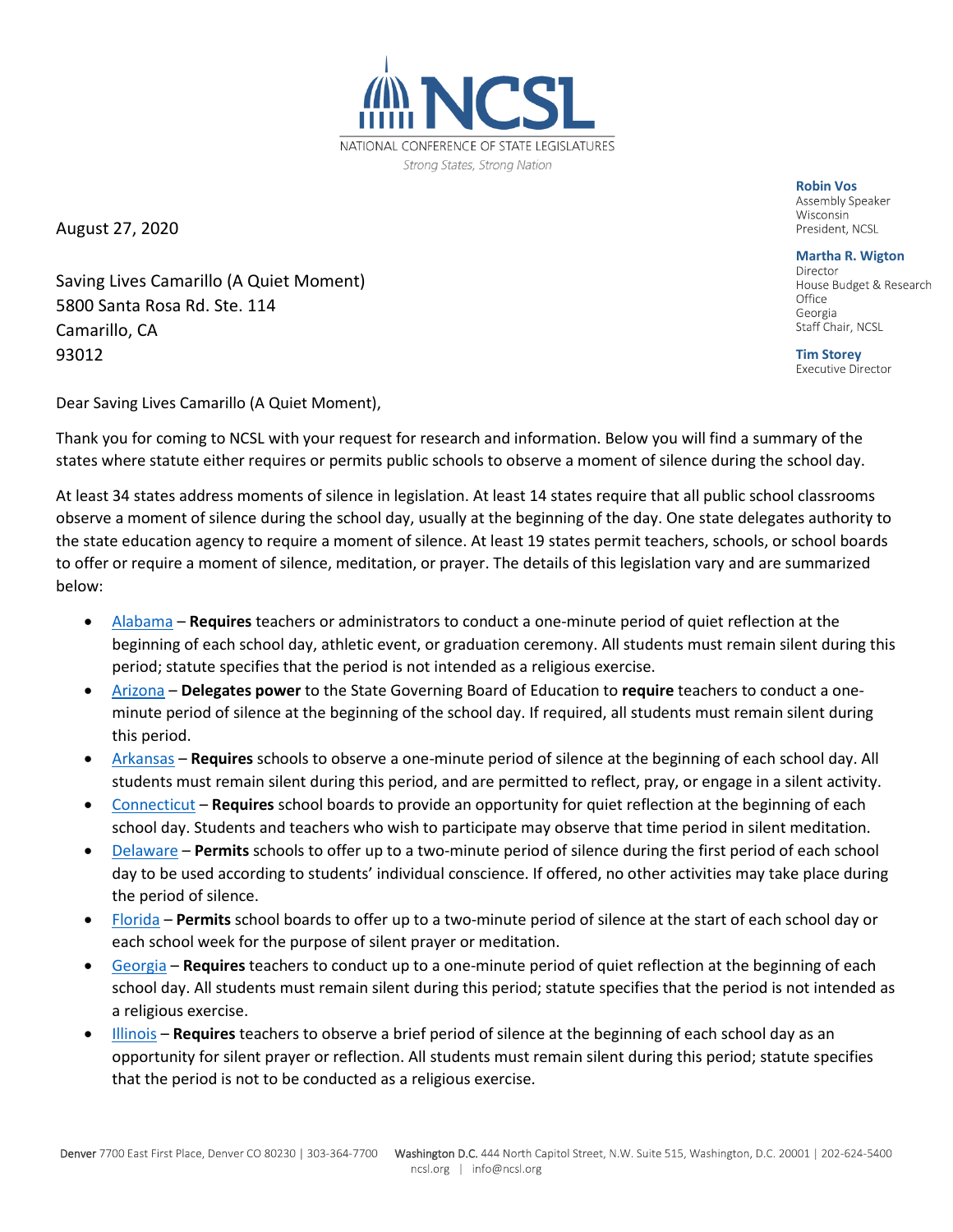NCSL

NATIONAL CONFERENCE OF STATE LEGISLATURES

*Strong States, Strong Nation*

**Robin Vos**
Assembly Speaker
Wisconsin
President, NCSL

**Martha R. Wigton**
Director
House Budget & Research Office
Georgia
Staff Chair, NCSL

**Tim Storey**
Executive Director

August 27, 2020

Saving Lives Camarillo (A Quiet Moment)
5800 Santa Rosa Rd. Ste. 114
Camarillo, CA
93012

Dear Saving Lives Camarillo (A Quiet Moment),

Thank you for coming to NCSL with your request for research and information. Below you will find a summary of the states where statute either requires or permits public schools to observe a moment of silence during the school day.

At least 34 states address moments of silence in legislation. At least 14 states require that all public school classrooms observe a moment of silence during the school day, usually at the beginning of the day. One state delegates authority to the state education agency to require a moment of silence. At least 19 states permit teachers, schools, or school boards to offer or require a moment of silence, meditation, or prayer. The details of this legislation vary and are summarized below:

- Alabama – **Requires** teachers or administrators to conduct a one-minute period of quiet reflection at the beginning of each school day, athletic event, or graduation ceremony. All students must remain silent during this period; statute specifies that the period is not intended as a religious exercise.
- Arizona – **Delegates power** to the State Governing Board of Education to **require** teachers to conduct a one-minute period of silence at the beginning of the school day. If required, all students must remain silent during this period.
- Arkansas – **Requires** schools to observe a one-minute period of silence at the beginning of each school day. All students must remain silent during this period, and are permitted to reflect, pray, or engage in a silent activity.
- Connecticut – **Requires** school boards to provide an opportunity for quiet reflection at the beginning of each school day. Students and teachers who wish to participate may observe that time period in silent meditation.
- Delaware – **Permits** schools to offer up to a two-minute period of silence during the first period of each school day to be used according to students' individual conscience. If offered, no other activities may take place during the period of silence.
- Florida – **Permits** school boards to offer up to a two-minute period of silence at the start of each school day or each school week for the purpose of silent prayer or meditation.
- Georgia – **Requires** teachers to conduct up to a one-minute period of quiet reflection at the beginning of each school day. All students must remain silent during this period; statute specifies that the period is not intended as a religious exercise.
- Illinois – **Requires** teachers to observe a brief period of silence at the beginning of each school day as an opportunity for silent prayer or reflection. All students must remain silent during this period; statute specifies that the period is not to be conducted as a religious exercise.

**Denver** 7700 East First Place, Denver CO 80230 | 303-364-7700 **Washington D.C.** 444 North Capitol Street, N.W. Suite 515, Washington, D.C. 20001 | 202-624-5400
ncsl.org | info@ncsl.org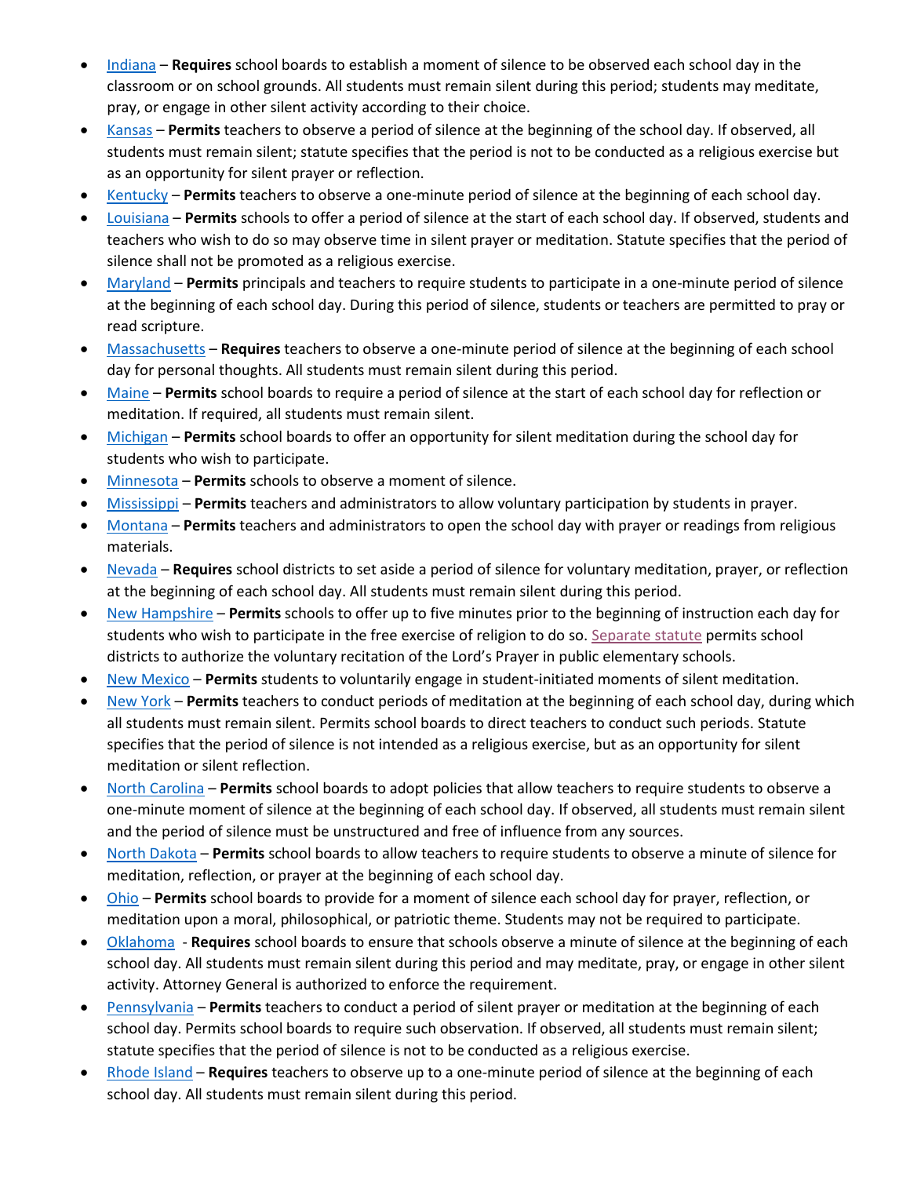- Indiana – **Requires** school boards to establish a moment of silence to be observed each school day in the classroom or on school grounds. All students must remain silent during this period; students may meditate, pray, or engage in other silent activity according to their choice.
- Kansas – **Permits** teachers to observe a period of silence at the beginning of the school day. If observed, all students must remain silent; statute specifies that the period is not to be conducted as a religious exercise but as an opportunity for silent prayer or reflection.
- Kentucky – **Permits** teachers to observe a one-minute period of silence at the beginning of each school day.
- Louisiana – **Permits** schools to offer a period of silence at the start of each school day. If observed, students and teachers who wish to do so may observe time in silent prayer or meditation. Statute specifies that the period of silence shall not be promoted as a religious exercise.
- Maryland – **Permits** principals and teachers to require students to participate in a one-minute period of silence at the beginning of each school day. During this period of silence, students or teachers are permitted to pray or read scripture.
- Massachusetts – **Requires** teachers to observe a one-minute period of silence at the beginning of each school day for personal thoughts. All students must remain silent during this period.
- Maine – **Permits** school boards to require a period of silence at the start of each school day for reflection or meditation. If required, all students must remain silent.
- Michigan – **Permits** school boards to offer an opportunity for silent meditation during the school day for students who wish to participate.
- Minnesota – **Permits** schools to observe a moment of silence.
- Mississippi – **Permits** teachers and administrators to allow voluntary participation by students in prayer.
- Montana – **Permits** teachers and administrators to open the school day with prayer or readings from religious materials.
- Nevada – **Requires** school districts to set aside a period of silence for voluntary meditation, prayer, or reflection at the beginning of each school day. All students must remain silent during this period.
- New Hampshire – **Permits** schools to offer up to five minutes prior to the beginning of instruction each day for students who wish to participate in the free exercise of religion to do so. Separate statute permits school districts to authorize the voluntary recitation of the Lord's Prayer in public elementary schools.
- New Mexico – **Permits** students to voluntarily engage in student-initiated moments of silent meditation.
- New York – **Permits** teachers to conduct periods of meditation at the beginning of each school day, during which all students must remain silent. Permits school boards to direct teachers to conduct such periods. Statute specifies that the period of silence is not intended as a religious exercise, but as an opportunity for silent meditation or silent reflection.
- North Carolina – **Permits** school boards to adopt policies that allow teachers to require students to observe a one-minute moment of silence at the beginning of each school day. If observed, all students must remain silent and the period of silence must be unstructured and free of influence from any sources.
- North Dakota – **Permits** school boards to allow teachers to require students to observe a minute of silence for meditation, reflection, or prayer at the beginning of each school day.
- Ohio – **Permits** school boards to provide for a moment of silence each school day for prayer, reflection, or meditation upon a moral, philosophical, or patriotic theme. Students may not be required to participate.
- Oklahoma - **Requires** school boards to ensure that schools observe a minute of silence at the beginning of each school day. All students must remain silent during this period and may meditate, pray, or engage in other silent activity. Attorney General is authorized to enforce the requirement.
- Pennsylvania – **Permits** teachers to conduct a period of silent prayer or meditation at the beginning of each school day. Permits school boards to require such observation. If observed, all students must remain silent; statute specifies that the period of silence is not to be conducted as a religious exercise.
- Rhode Island – **Requires** teachers to observe up to a one-minute period of silence at the beginning of each school day. All students must remain silent during this period.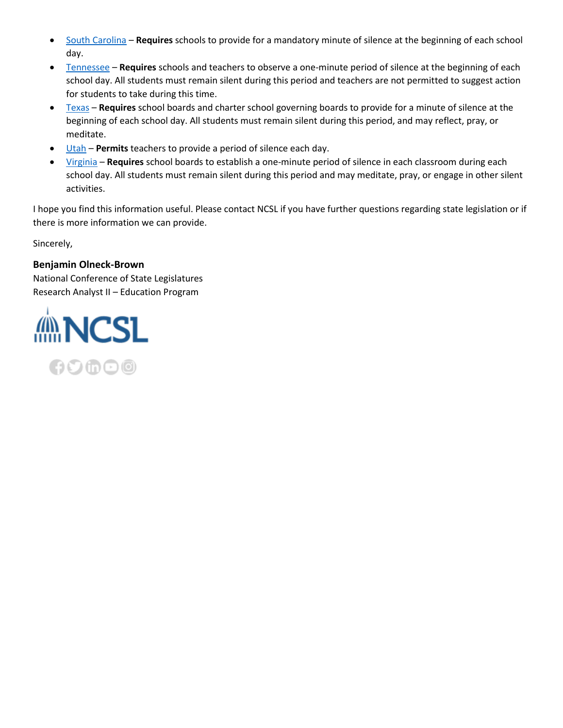- South Carolina – **Requires** schools to provide for a mandatory minute of silence at the beginning of each school day.
- Tennessee – **Requires** schools and teachers to observe a one-minute period of silence at the beginning of each school day. All students must remain silent during this period and teachers are not permitted to suggest action for students to take during this time.
- Texas – **Requires** school boards and charter school governing boards to provide for a minute of silence at the beginning of each school day. All students must remain silent during this period, and may reflect, pray, or meditate.
- Utah – **Permits** teachers to provide a period of silence each day.
- Virginia – **Requires** school boards to establish a one-minute period of silence in each classroom during each school day. All students must remain silent during this period and may meditate, pray, or engage in other silent activities.

I hope you find this information useful. Please contact NCSL if you have further questions regarding state legislation or if there is more information we can provide.

Sincerely,

**Benjamin Olneck-Brown**
National Conference of State Legislatures
Research Analyst II – Education Program

NCSL